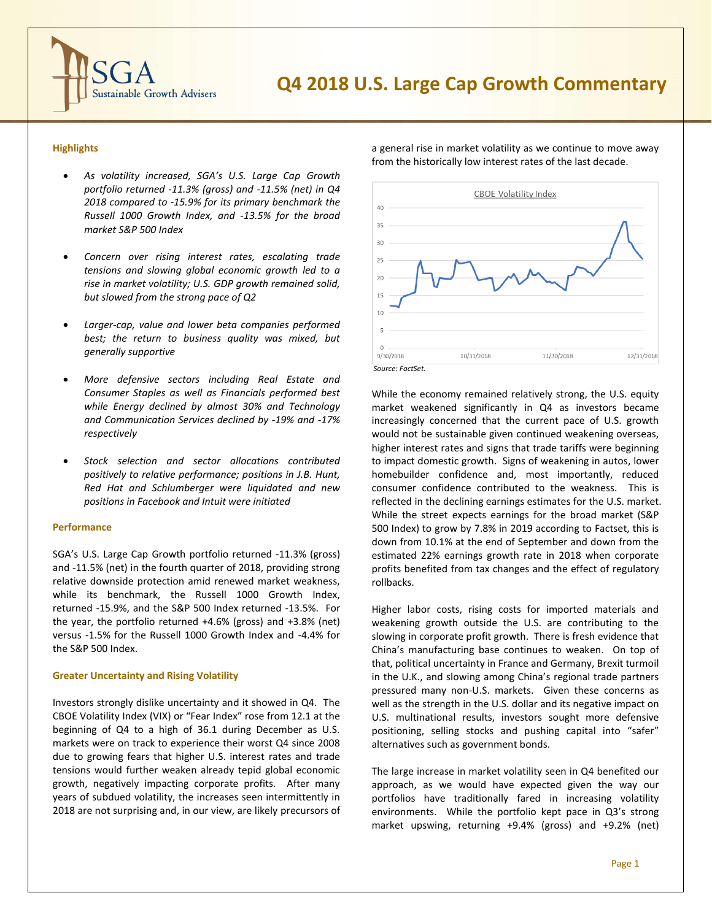# Q4 2018 U.S. Large Cap Growth Commentary

SGA Sustainable Growth Advisers

### Highlights

- *As volatility increased, SGA's U.S. Large Cap Growth portfolio returned -11.3% (gross) and -11.5% (net) in Q4 2018 compared to -15.9% for its primary benchmark the Russell 1000 Growth Index, and -13.5% for the broad market S&P 500 Index*
- *Concern over rising interest rates, escalating trade tensions and slowing global economic growth led to a rise in market volatility; U.S. GDP growth remained solid, but slowed from the strong pace of Q2*
- *Larger-cap, value and lower beta companies performed best; the return to business quality was mixed, but generally supportive*
- *More defensive sectors including Real Estate and Consumer Staples as well as Financials performed best while Energy declined by almost 30% and Technology and Communication Services declined by -19% and -17% respectively*
- *Stock selection and sector allocations contributed positively to relative performance; positions in J.B. Hunt, Red Hat and Schlumberger were liquidated and new positions in Facebook and Intuit were initiated*

### Performance

SGA's U.S. Large Cap Growth portfolio returned -11.3% (gross) and -11.5% (net) in the fourth quarter of 2018, providing strong relative downside protection amid renewed market weakness, while its benchmark, the Russell 1000 Growth Index, returned -15.9%, and the S&P 500 Index returned -13.5%. For the year, the portfolio returned +4.6% (gross) and +3.8% (net) versus -1.5% for the Russell 1000 Growth Index and -4.4% for the S&P 500 Index.

### Greater Uncertainty and Rising Volatility

Investors strongly dislike uncertainty and it showed in Q4. The CBOE Volatility Index (VIX) or "Fear Index" rose from 12.1 at the beginning of Q4 to a high of 36.1 during December as U.S. markets were on track to experience their worst Q4 since 2008 due to growing fears that higher U.S. interest rates and trade tensions would further weaken already tepid global economic growth, negatively impacting corporate profits. After many years of subdued volatility, the increases seen intermittently in 2018 are not surprising and, in our view, are likely precursors of a general rise in market volatility as we continue to move away from the historically low interest rates of the last decade.

*Source: FactSet.*

While the economy remained relatively strong, the U.S. equity market weakened significantly in Q4 as investors became increasingly concerned that the current pace of U.S. growth would not be sustainable given continued weakening overseas, higher interest rates and signs that trade tariffs were beginning to impact domestic growth. Signs of weakening in autos, lower homebuilder confidence and, most importantly, reduced consumer confidence contributed to the weakness. This is reflected in the declining earnings estimates for the U.S. market. While the street expects earnings for the broad market (S&P 500 Index) to grow by 7.8% in 2019 according to Factset, this is down from 10.1% at the end of September and down from the estimated 22% earnings growth rate in 2018 when corporate profits benefited from tax changes and the effect of regulatory rollbacks.

Higher labor costs, rising costs for imported materials and weakening growth outside the U.S. are contributing to the slowing in corporate profit growth. There is fresh evidence that China's manufacturing base continues to weaken. On top of that, political uncertainty in France and Germany, Brexit turmoil in the U.K., and slowing among China's regional trade partners pressured many non-U.S. markets. Given these concerns as well as the strength in the U.S. dollar and its negative impact on U.S. multinational results, investors sought more defensive positioning, selling stocks and pushing capital into "safer" alternatives such as government bonds.

The large increase in market volatility seen in Q4 benefited our approach, as we would have expected given the way our portfolios have traditionally fared in increasing volatility environments. While the portfolio kept pace in Q3's strong market upswing, returning +9.4% (gross) and +9.2% (net)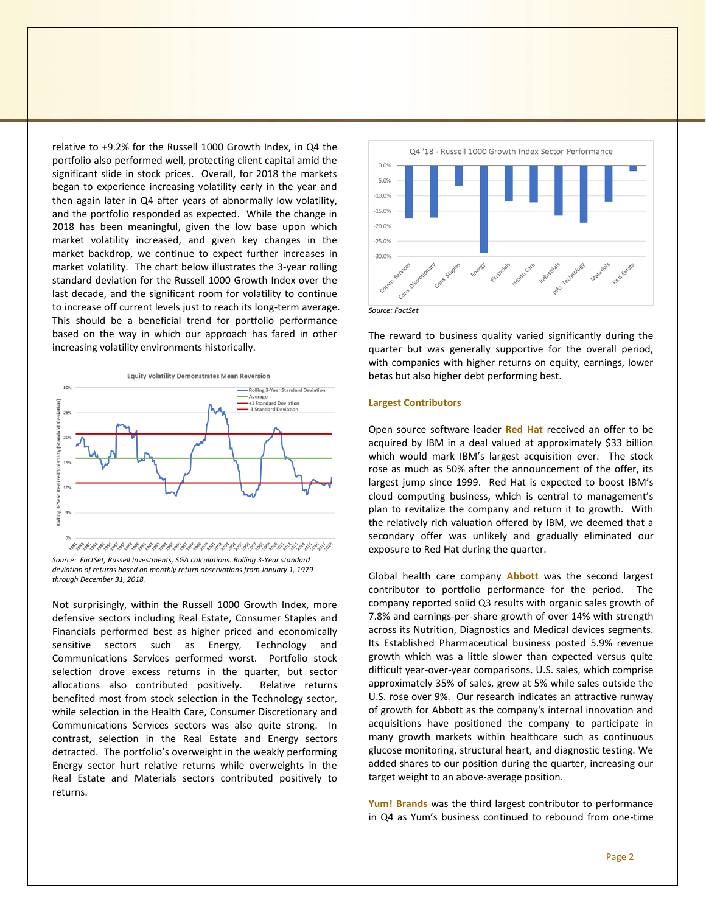relative to +9.2% for the Russell 1000 Growth Index, in Q4 the portfolio also performed well, protecting client capital amid the significant slide in stock prices. Overall, for 2018 the markets began to experience increasing volatility early in the year and then again later in Q4 after years of abnormally low volatility, and the portfolio responded as expected. While the change in 2018 has been meaningful, given the low base upon which market volatility increased, and given key changes in the market backdrop, we continue to expect further increases in market volatility. The chart below illustrates the 3-year rolling standard deviation for the Russell 1000 Growth Index over the last decade, and the significant room for volatility to continue to increase off current levels just to reach its long-term average. This should be a beneficial trend for portfolio performance based on the way in which our approach has fared in other increasing volatility environments historically.

*Source: FactSet, Russell Investments, SGA calculations. Rolling 3-Year standard deviation of returns based on monthly return observations from January 1, 1979 through December 31, 2018.*

Not surprisingly, within the Russell 1000 Growth Index, more defensive sectors including Real Estate, Consumer Staples and Financials performed best as higher priced and economically sensitive sectors such as Energy, Technology and Communications Services performed worst. Portfolio stock selection drove excess returns in the quarter, but sector allocations also contributed positively. Relative returns benefited most from stock selection in the Technology sector, while selection in the Health Care, Consumer Discretionary and Communications Services sectors was also quite strong. In contrast, selection in the Real Estate and Energy sectors detracted. The portfolio's overweight in the weakly performing Energy sector hurt relative returns while overweights in the Real Estate and Materials sectors contributed positively to returns.

*Source: FactSet*

The reward to business quality varied significantly during the quarter but was generally supportive for the overall period, with companies with higher returns on equity, earnings, lower betas but also higher debt performing best.

### Largest Contributors

Open source software leader **Red Hat** received an offer to be acquired by IBM in a deal valued at approximately $33 billion which would mark IBM's largest acquisition ever. The stock rose as much as 50% after the announcement of the offer, its largest jump since 1999. Red Hat is expected to boost IBM's cloud computing business, which is central to management's plan to revitalize the company and return it to growth. With the relatively rich valuation offered by IBM, we deemed that a secondary offer was unlikely and gradually eliminated our exposure to Red Hat during the quarter.

Global health care company **Abbott** was the second largest contributor to portfolio performance for the period. The company reported solid Q3 results with organic sales growth of 7.8% and earnings-per-share growth of over 14% with strength across its Nutrition, Diagnostics and Medical devices segments. Its Established Pharmaceutical business posted 5.9% revenue growth which was a little slower than expected versus quite difficult year-over-year comparisons. U.S. sales, which comprise approximately 35% of sales, grew at 5% while sales outside the U.S. rose over 9%. Our research indicates an attractive runway of growth for Abbott as the company's internal innovation and acquisitions have positioned the company to participate in many growth markets within healthcare such as continuous glucose monitoring, structural heart, and diagnostic testing. We added shares to our position during the quarter, increasing our target weight to an above-average position.

**Yum! Brands** was the third largest contributor to performance in Q4 as Yum's business continued to rebound from one-time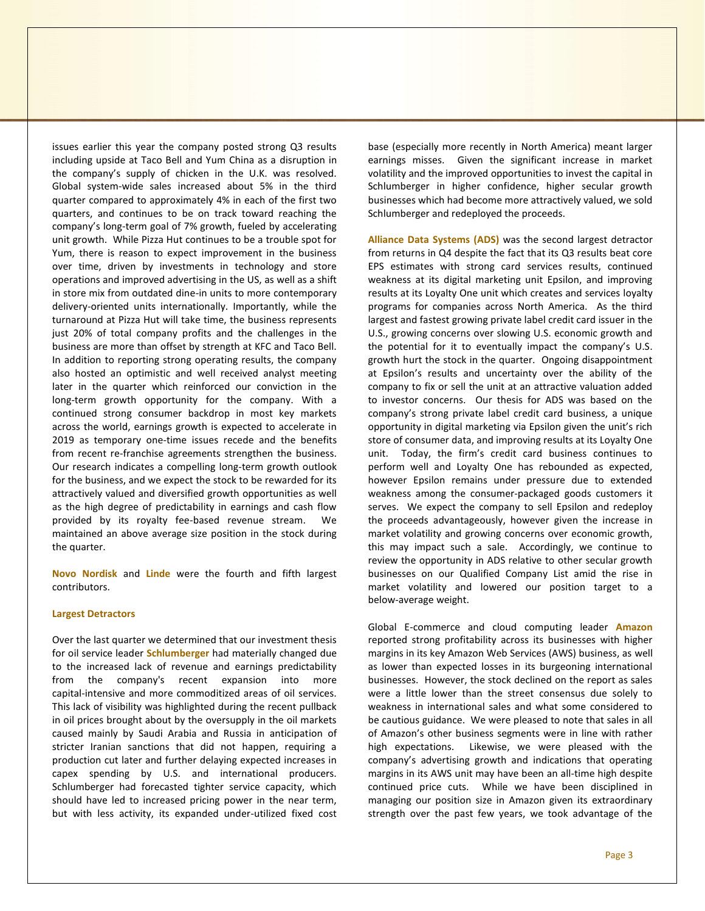issues earlier this year the company posted strong Q3 results including upside at Taco Bell and Yum China as a disruption in the company's supply of chicken in the U.K. was resolved. Global system-wide sales increased about 5% in the third quarter compared to approximately 4% in each of the first two quarters, and continues to be on track toward reaching the company's long-term goal of 7% growth, fueled by accelerating unit growth. While Pizza Hut continues to be a trouble spot for Yum, there is reason to expect improvement in the business over time, driven by investments in technology and store operations and improved advertising in the US, as well as a shift in store mix from outdated dine-in units to more contemporary delivery-oriented units internationally. Importantly, while the turnaround at Pizza Hut will take time, the business represents just 20% of total company profits and the challenges in the business are more than offset by strength at KFC and Taco Bell. In addition to reporting strong operating results, the company also hosted an optimistic and well received analyst meeting later in the quarter which reinforced our conviction in the long-term growth opportunity for the company. With a continued strong consumer backdrop in most key markets across the world, earnings growth is expected to accelerate in 2019 as temporary one-time issues recede and the benefits from recent re-franchise agreements strengthen the business. Our research indicates a compelling long-term growth outlook for the business, and we expect the stock to be rewarded for its attractively valued and diversified growth opportunities as well as the high degree of predictability in earnings and cash flow provided by its royalty fee-based revenue stream. We maintained an above average size position in the stock during the quarter.

**Novo Nordisk** and **Linde** were the fourth and fifth largest contributors.

**Largest Detractors**

Over the last quarter we determined that our investment thesis for oil service leader **Schlumberger** had materially changed due to the increased lack of revenue and earnings predictability from the company's recent expansion into more capital-intensive and more commoditized areas of oil services. This lack of visibility was highlighted during the recent pullback in oil prices brought about by the oversupply in the oil markets caused mainly by Saudi Arabia and Russia in anticipation of stricter Iranian sanctions that did not happen, requiring a production cut later and further delaying expected increases in capex spending by U.S. and international producers. Schlumberger had forecasted tighter service capacity, which should have led to increased pricing power in the near term, but with less activity, its expanded under-utilized fixed cost base (especially more recently in North America) meant larger earnings misses. Given the significant increase in market volatility and the improved opportunities to invest the capital in Schlumberger in higher confidence, higher secular growth businesses which had become more attractively valued, we sold Schlumberger and redeployed the proceeds.

**Alliance Data Systems (ADS)** was the second largest detractor from returns in Q4 despite the fact that its Q3 results beat core EPS estimates with strong card services results, continued weakness at its digital marketing unit Epsilon, and improving results at its Loyalty One unit which creates and services loyalty programs for companies across North America. As the third largest and fastest growing private label credit card issuer in the U.S., growing concerns over slowing U.S. economic growth and the potential for it to eventually impact the company's U.S. growth hurt the stock in the quarter. Ongoing disappointment at Epsilon's results and uncertainty over the ability of the company to fix or sell the unit at an attractive valuation added to investor concerns. Our thesis for ADS was based on the company's strong private label credit card business, a unique opportunity in digital marketing via Epsilon given the unit's rich store of consumer data, and improving results at its Loyalty One unit. Today, the firm's credit card business continues to perform well and Loyalty One has rebounded as expected, however Epsilon remains under pressure due to extended weakness among the consumer-packaged goods customers it serves. We expect the company to sell Epsilon and redeploy the proceeds advantageously, however given the increase in market volatility and growing concerns over economic growth, this may impact such a sale. Accordingly, we continue to review the opportunity in ADS relative to other secular growth businesses on our Qualified Company List amid the rise in market volatility and lowered our position target to a below-average weight.

Global E-commerce and cloud computing leader **Amazon** reported strong profitability across its businesses with higher margins in its key Amazon Web Services (AWS) business, as well as lower than expected losses in its burgeoning international businesses. However, the stock declined on the report as sales were a little lower than the street consensus due solely to weakness in international sales and what some considered to be cautious guidance. We were pleased to note that sales in all of Amazon's other business segments were in line with rather high expectations. Likewise, we were pleased with the company's advertising growth and indications that operating margins in its AWS unit may have been an all-time high despite continued price cuts. While we have been disciplined in managing our position size in Amazon given its extraordinary strength over the past few years, we took advantage of the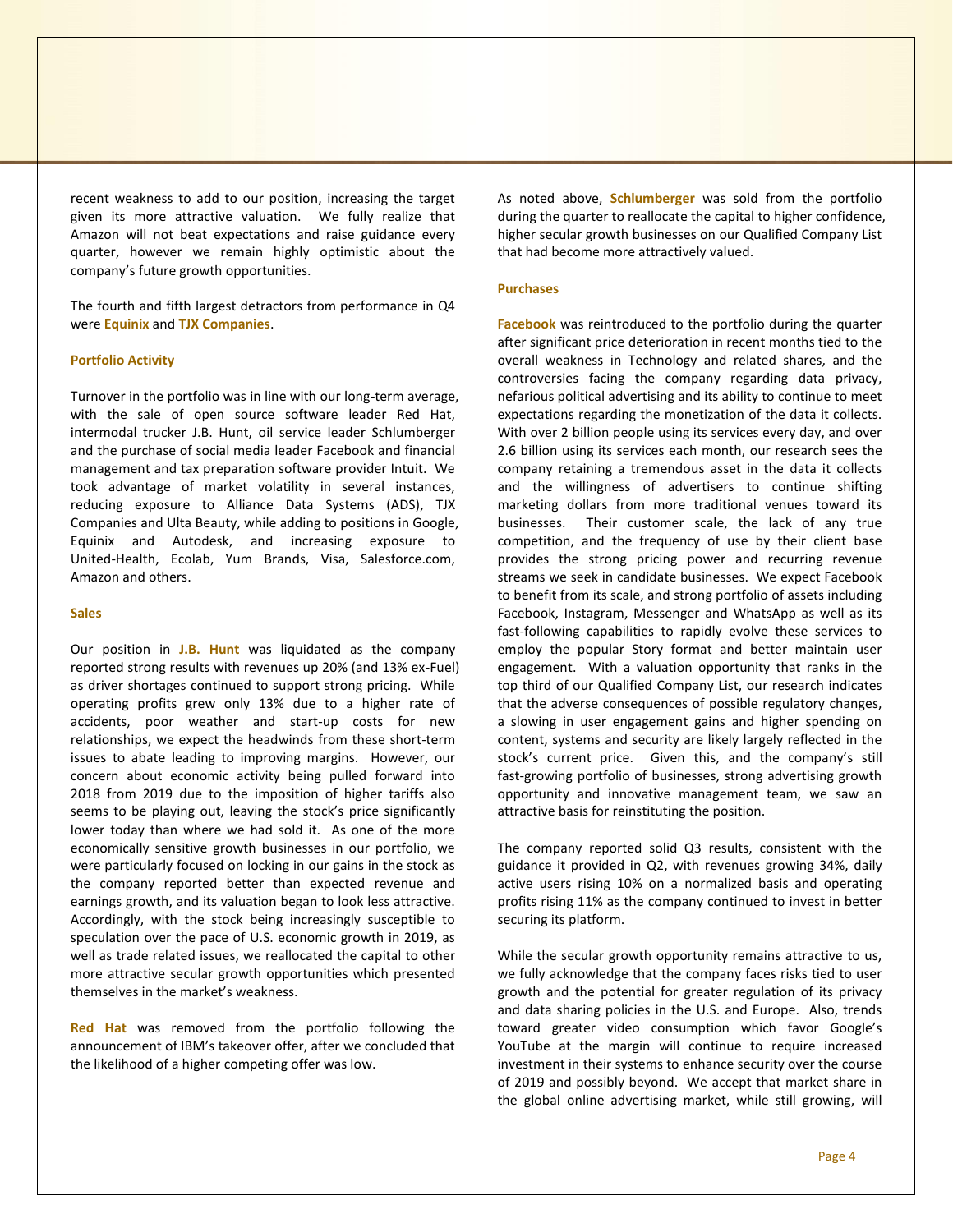recent weakness to add to our position, increasing the target given its more attractive valuation. We fully realize that Amazon will not beat expectations and raise guidance every quarter, however we remain highly optimistic about the company's future growth opportunities.

The fourth and fifth largest detractors from performance in Q4 were **Equinix** and **TJX Companies**.

**Portfolio Activity**

Turnover in the portfolio was in line with our long-term average, with the sale of open source software leader Red Hat, intermodal trucker J.B. Hunt, oil service leader Schlumberger and the purchase of social media leader Facebook and financial management and tax preparation software provider Intuit. We took advantage of market volatility in several instances, reducing exposure to Alliance Data Systems (ADS), TJX Companies and Ulta Beauty, while adding to positions in Google, Equinix and Autodesk, and increasing exposure to United-Health, Ecolab, Yum Brands, Visa, Salesforce.com, Amazon and others.

**Sales**

Our position in **J.B. Hunt** was liquidated as the company reported strong results with revenues up 20% (and 13% ex-Fuel) as driver shortages continued to support strong pricing. While operating profits grew only 13% due to a higher rate of accidents, poor weather and start-up costs for new relationships, we expect the headwinds from these short-term issues to abate leading to improving margins. However, our concern about economic activity being pulled forward into 2018 from 2019 due to the imposition of higher tariffs also seems to be playing out, leaving the stock's price significantly lower today than where we had sold it. As one of the more economically sensitive growth businesses in our portfolio, we were particularly focused on locking in our gains in the stock as the company reported better than expected revenue and earnings growth, and its valuation began to look less attractive. Accordingly, with the stock being increasingly susceptible to speculation over the pace of U.S. economic growth in 2019, as well as trade related issues, we reallocated the capital to other more attractive secular growth opportunities which presented themselves in the market's weakness.

**Red Hat** was removed from the portfolio following the announcement of IBM's takeover offer, after we concluded that the likelihood of a higher competing offer was low.

As noted above, **Schlumberger** was sold from the portfolio during the quarter to reallocate the capital to higher confidence, higher secular growth businesses on our Qualified Company List that had become more attractively valued.

**Purchases**

**Facebook** was reintroduced to the portfolio during the quarter after significant price deterioration in recent months tied to the overall weakness in Technology and related shares, and the controversies facing the company regarding data privacy, nefarious political advertising and its ability to continue to meet expectations regarding the monetization of the data it collects. With over 2 billion people using its services every day, and over 2.6 billion using its services each month, our research sees the company retaining a tremendous asset in the data it collects and the willingness of advertisers to continue shifting marketing dollars from more traditional venues toward its businesses. Their customer scale, the lack of any true competition, and the frequency of use by their client base provides the strong pricing power and recurring revenue streams we seek in candidate businesses. We expect Facebook to benefit from its scale, and strong portfolio of assets including Facebook, Instagram, Messenger and WhatsApp as well as its fast-following capabilities to rapidly evolve these services to employ the popular Story format and better maintain user engagement. With a valuation opportunity that ranks in the top third of our Qualified Company List, our research indicates that the adverse consequences of possible regulatory changes, a slowing in user engagement gains and higher spending on content, systems and security are likely largely reflected in the stock's current price. Given this, and the company's still fast-growing portfolio of businesses, strong advertising growth opportunity and innovative management team, we saw an attractive basis for reinstituting the position.

The company reported solid Q3 results, consistent with the guidance it provided in Q2, with revenues growing 34%, daily active users rising 10% on a normalized basis and operating profits rising 11% as the company continued to invest in better securing its platform.

While the secular growth opportunity remains attractive to us, we fully acknowledge that the company faces risks tied to user growth and the potential for greater regulation of its privacy and data sharing policies in the U.S. and Europe. Also, trends toward greater video consumption which favor Google's YouTube at the margin will continue to require increased investment in their systems to enhance security over the course of 2019 and possibly beyond. We accept that market share in the global online advertising market, while still growing, will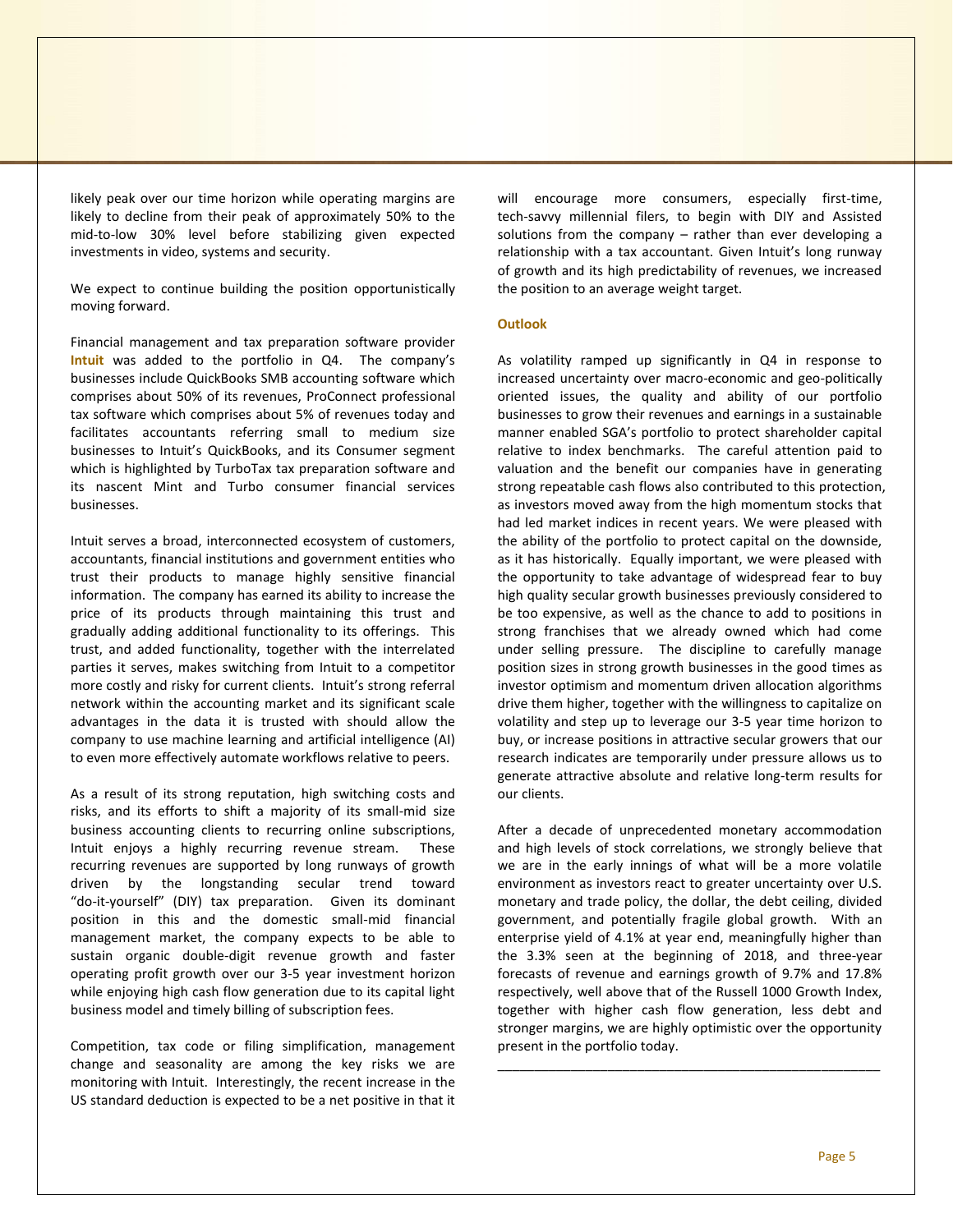likely peak over our time horizon while operating margins are likely to decline from their peak of approximately 50% to the mid-to-low 30% level before stabilizing given expected investments in video, systems and security.

We expect to continue building the position opportunistically moving forward.

Financial management and tax preparation software provider **Intuit** was added to the portfolio in Q4. The company's businesses include QuickBooks SMB accounting software which comprises about 50% of its revenues, ProConnect professional tax software which comprises about 5% of revenues today and facilitates accountants referring small to medium size businesses to Intuit's QuickBooks, and its Consumer segment which is highlighted by TurboTax tax preparation software and its nascent Mint and Turbo consumer financial services businesses.

Intuit serves a broad, interconnected ecosystem of customers, accountants, financial institutions and government entities who trust their products to manage highly sensitive financial information. The company has earned its ability to increase the price of its products through maintaining this trust and gradually adding additional functionality to its offerings. This trust, and added functionality, together with the interrelated parties it serves, makes switching from Intuit to a competitor more costly and risky for current clients. Intuit's strong referral network within the accounting market and its significant scale advantages in the data it is trusted with should allow the company to use machine learning and artificial intelligence (AI) to even more effectively automate workflows relative to peers.

As a result of its strong reputation, high switching costs and risks, and its efforts to shift a majority of its small-mid size business accounting clients to recurring online subscriptions, Intuit enjoys a highly recurring revenue stream. These recurring revenues are supported by long runways of growth driven by the longstanding secular trend toward "do-it-yourself" (DIY) tax preparation. Given its dominant position in this and the domestic small-mid financial management market, the company expects to be able to sustain organic double-digit revenue growth and faster operating profit growth over our 3-5 year investment horizon while enjoying high cash flow generation due to its capital light business model and timely billing of subscription fees.

Competition, tax code or filing simplification, management change and seasonality are among the key risks we are monitoring with Intuit. Interestingly, the recent increase in the US standard deduction is expected to be a net positive in that it will encourage more consumers, especially first-time, tech-savvy millennial filers, to begin with DIY and Assisted solutions from the company – rather than ever developing a relationship with a tax accountant. Given Intuit's long runway of growth and its high predictability of revenues, we increased the position to an average weight target.

### Outlook

As volatility ramped up significantly in Q4 in response to increased uncertainty over macro-economic and geo-politically oriented issues, the quality and ability of our portfolio businesses to grow their revenues and earnings in a sustainable manner enabled SGA's portfolio to protect shareholder capital relative to index benchmarks. The careful attention paid to valuation and the benefit our companies have in generating strong repeatable cash flows also contributed to this protection, as investors moved away from the high momentum stocks that had led market indices in recent years. We were pleased with the ability of the portfolio to protect capital on the downside, as it has historically. Equally important, we were pleased with the opportunity to take advantage of widespread fear to buy high quality secular growth businesses previously considered to be too expensive, as well as the chance to add to positions in strong franchises that we already owned which had come under selling pressure. The discipline to carefully manage position sizes in strong growth businesses in the good times as investor optimism and momentum driven allocation algorithms drive them higher, together with the willingness to capitalize on volatility and step up to leverage our 3-5 year time horizon to buy, or increase positions in attractive secular growers that our research indicates are temporarily under pressure allows us to generate attractive absolute and relative long-term results for our clients.

After a decade of unprecedented monetary accommodation and high levels of stock correlations, we strongly believe that we are in the early innings of what will be a more volatile environment as investors react to greater uncertainty over U.S. monetary and trade policy, the dollar, the debt ceiling, divided government, and potentially fragile global growth. With an enterprise yield of 4.1% at year end, meaningfully higher than the 3.3% seen at the beginning of 2018, and three-year forecasts of revenue and earnings growth of 9.7% and 17.8% respectively, well above that of the Russell 1000 Growth Index, together with higher cash flow generation, less debt and stronger margins, we are highly optimistic over the opportunity present in the portfolio today.

---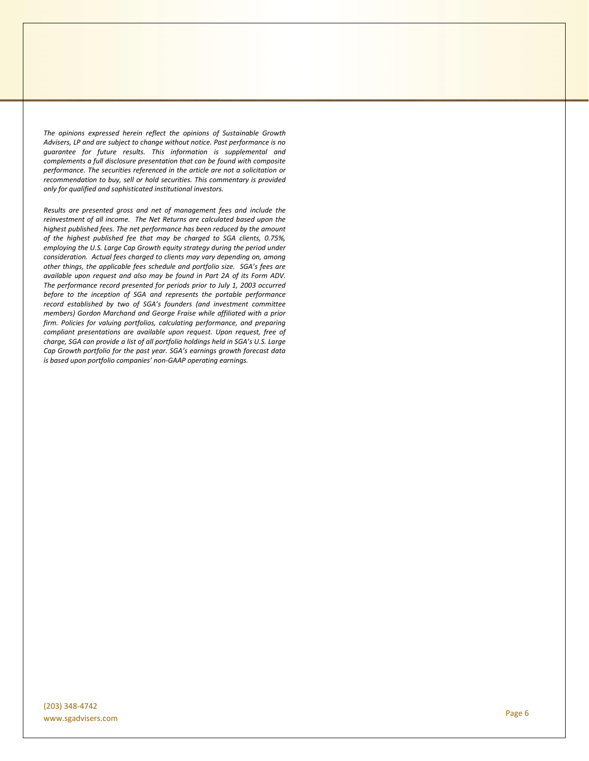*The opinions expressed herein reflect the opinions of Sustainable Growth Advisers, LP and are subject to change without notice. Past performance is no guarantee for future results. This information is supplemental and complements a full disclosure presentation that can be found with composite performance. The securities referenced in the article are not a solicitation or recommendation to buy, sell or hold securities. This commentary is provided only for qualified and sophisticated institutional investors.*

*Results are presented gross and net of management fees and include the reinvestment of all income. The Net Returns are calculated based upon the highest published fees. The net performance has been reduced by the amount of the highest published fee that may be charged to SGA clients, 0.75%, employing the U.S. Large Cap Growth equity strategy during the period under consideration. Actual fees charged to clients may vary depending on, among other things, the applicable fees schedule and portfolio size. SGA's fees are available upon request and also may be found in Part 2A of its Form ADV. The performance record presented for periods prior to July 1, 2003 occurred before to the inception of SGA and represents the portable performance record established by two of SGA's founders (and investment committee members) Gordon Marchand and George Fraise while affiliated with a prior firm. Policies for valuing portfolios, calculating performance, and preparing compliant presentations are available upon request. Upon request, free of charge, SGA can provide a list of all portfolio holdings held in SGA's U.S. Large Cap Growth portfolio for the past year. SGA's earnings growth forecast data is based upon portfolio companies' non-GAAP operating earnings.*

(203) 348-4742
www.sgadvisers.com